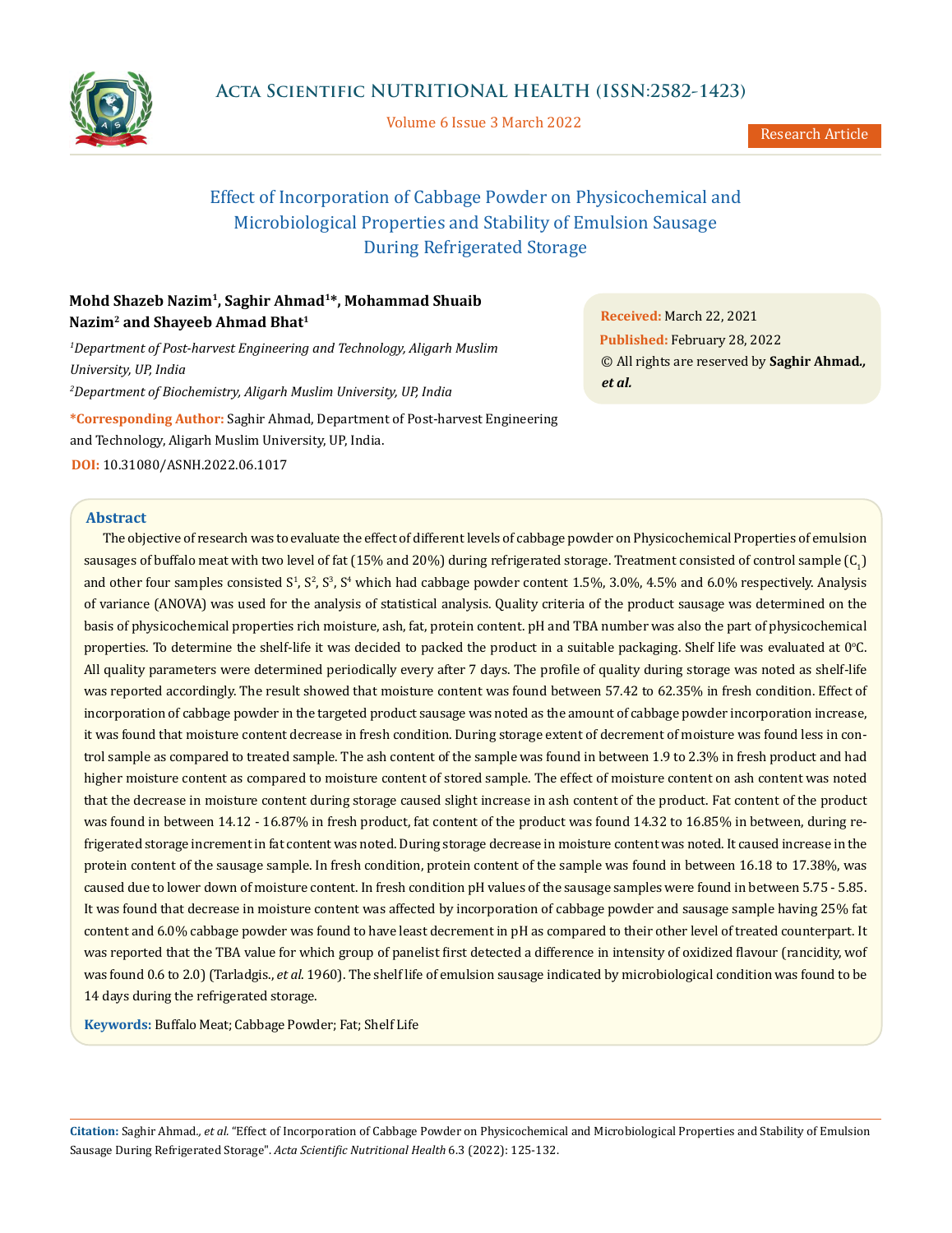# Effect of Incorporation of Cabbage Powder on Physicochemical and Microbiological Properties and Stability of Emulsion Sausage During Refrigerated Storage

**Mohd Shazeb Nazim[1], Saghir Ahmad[1]*, Mohammad Shuaib Nazim[2] and Shayeeb Ahmad Bhat[1]**

*[1]Department of Post-harvest Engineering and Technology, Aligarh Muslim University, UP, India*

*[2]Department of Biochemistry, Aligarh Muslim University, UP, India*

***Corresponding Author:** Saghir Ahmad, Department of Post-harvest Engineering and Technology, Aligarh Muslim University, UP, India.

**DOI:** 10.31080/ASNH.2022.06.1017

**Received:** March 22, 2021

**Published:** February 28, 2022

© All rights are reserved by **Saghir Ahmad., *et al.***

## Abstract

The objective of research was to evaluate the effect of different levels of cabbage powder on Physicochemical Properties of emulsion sausages of buffalo meat with two level of fat (15% and 20%) during refrigerated storage. Treatment consisted of control sample ($C_1$) and other four samples consisted $S^1$, $S^2$, $S^3$, $S^4$ which had cabbage powder content 1.5%, 3.0%, 4.5% and 6.0% respectively. Analysis of variance (ANOVA) was used for the analysis of statistical analysis. Quality criteria of the product sausage was determined on the basis of physicochemical properties rich moisture, ash, fat, protein content. pH and TBA number was also the part of physicochemical properties. To determine the shelf-life it was decided to packed the product in a suitable packaging. Shelf life was evaluated at 0°C. All quality parameters were determined periodically every after 7 days. The profile of quality during storage was noted as shelf-life was reported accordingly. The result showed that moisture content was found between 57.42 to 62.35% in fresh condition. Effect of incorporation of cabbage powder in the targeted product sausage was noted as the amount of cabbage powder incorporation increase, it was found that moisture content decrease in fresh condition. During storage extent of decrement of moisture was found less in control sample as compared to treated sample. The ash content of the sample was found in between 1.9 to 2.3% in fresh product and had higher moisture content as compared to moisture content of stored sample. The effect of moisture content on ash content was noted that the decrease in moisture content during storage caused slight increase in ash content of the product. Fat content of the product was found in between 14.12 - 16.87% in fresh product, fat content of the product was found 14.32 to 16.85% in between, during refrigerated storage increment in fat content was noted. During storage decrease in moisture content was noted. It caused increase in the protein content of the sausage sample. In fresh condition, protein content of the sample was found in between 16.18 to 17.38%, was caused due to lower down of moisture content. In fresh condition pH values of the sausage samples were found in between 5.75 - 5.85. It was found that decrease in moisture content was affected by incorporation of cabbage powder and sausage sample having 25% fat content and 6.0% cabbage powder was found to have least decrement in pH as compared to their other level of treated counterpart. It was reported that the TBA value for which group of panelist first detected a difference in intensity of oxidized flavour (rancidity, wof was found 0.6 to 2.0) (Tarladgis., *et al.* 1960). The shelf life of emulsion sausage indicated by microbiological condition was found to be 14 days during the refrigerated storage.

**Keywords:** Buffalo Meat; Cabbage Powder; Fat; Shelf Life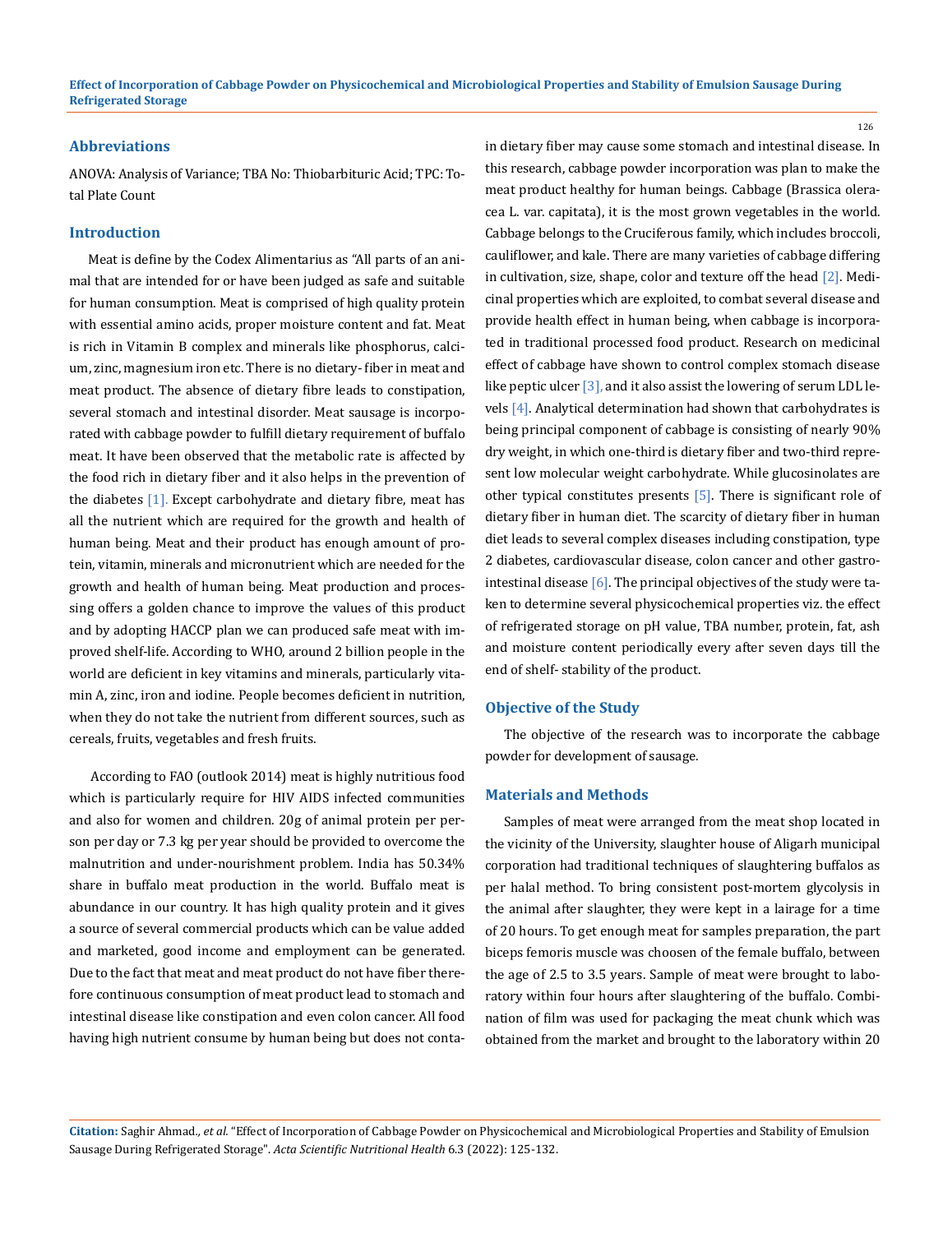## Abbreviations

ANOVA: Analysis of Variance; TBA No: Thiobarbituric Acid; TPC: Total Plate Count

## Introduction

Meat is define by the Codex Alimentarius as "All parts of an animal that are intended for or have been judged as safe and suitable for human consumption. Meat is comprised of high quality protein with essential amino acids, proper moisture content and fat. Meat is rich in Vitamin B complex and minerals like phosphorus, calcium, zinc, magnesium iron etc. There is no dietary- fiber in meat and meat product. The absence of dietary fibre leads to constipation, several stomach and intestinal disorder. Meat sausage is incorporated with cabbage powder to fulfill dietary requirement of buffalo meat. It have been observed that the metabolic rate is affected by the food rich in dietary fiber and it also helps in the prevention of the diabetes [1]. Except carbohydrate and dietary fibre, meat has all the nutrient which are required for the growth and health of human being. Meat and their product has enough amount of protein, vitamin, minerals and micronutrient which are needed for the growth and health of human being. Meat production and processing offers a golden chance to improve the values of this product and by adopting HACCP plan we can produced safe meat with improved shelf-life. According to WHO, around 2 billion people in the world are deficient in key vitamins and minerals, particularly vitamin A, zinc, iron and iodine. People becomes deficient in nutrition, when they do not take the nutrient from different sources, such as cereals, fruits, vegetables and fresh fruits.

According to FAO (outlook 2014) meat is highly nutritious food which is particularly require for HIV AIDS infected communities and also for women and children. 20g of animal protein per person per day or 7.3 kg per year should be provided to overcome the malnutrition and under-nourishment problem. India has 50.34% share in buffalo meat production in the world. Buffalo meat is abundance in our country. It has high quality protein and it gives a source of several commercial products which can be value added and marketed, good income and employment can be generated. Due to the fact that meat and meat product do not have fiber therefore continuous consumption of meat product lead to stomach and intestinal disease like constipation and even colon cancer. All food having high nutrient consume by human being but does not contain dietary fiber may cause some stomach and intestinal disease. In this research, cabbage powder incorporation was plan to make the meat product healthy for human beings. Cabbage (Brassica oleracea L. var. capitata), it is the most grown vegetables in the world. Cabbage belongs to the Cruciferous family, which includes broccoli, cauliflower, and kale. There are many varieties of cabbage differing in cultivation, size, shape, color and texture off the head [2]. Medicinal properties which are exploited, to combat several disease and provide health effect in human being, when cabbage is incorporated in traditional processed food product. Research on medicinal effect of cabbage have shown to control complex stomach disease like peptic ulcer [3], and it also assist the lowering of serum LDL levels [4]. Analytical determination had shown that carbohydrates is being principal component of cabbage is consisting of nearly 90% dry weight, in which one-third is dietary fiber and two-third represent low molecular weight carbohydrate. While glucosinolates are other typical constitutes presents [5]. There is significant role of dietary fiber in human diet. The scarcity of dietary fiber in human diet leads to several complex diseases including constipation, type 2 diabetes, cardiovascular disease, colon cancer and other gastrointestinal disease [6]. The principal objectives of the study were taken to determine several physicochemical properties viz. the effect of refrigerated storage on pH value, TBA number, protein, fat, ash and moisture content periodically every after seven days till the end of shelf- stability of the product.

## Objective of the Study

The objective of the research was to incorporate the cabbage powder for development of sausage.

## Materials and Methods

Samples of meat were arranged from the meat shop located in the vicinity of the University, slaughter house of Aligarh municipal corporation had traditional techniques of slaughtering buffalos as per halal method. To bring consistent post-mortem glycolysis in the animal after slaughter, they were kept in a lairage for a time of 20 hours. To get enough meat for samples preparation, the part biceps femoris muscle was choosen of the female buffalo, between the age of 2.5 to 3.5 years. Sample of meat were brought to laboratory within four hours after slaughtering of the buffalo. Combination of film was used for packaging the meat chunk which was obtained from the market and brought to the laboratory within 20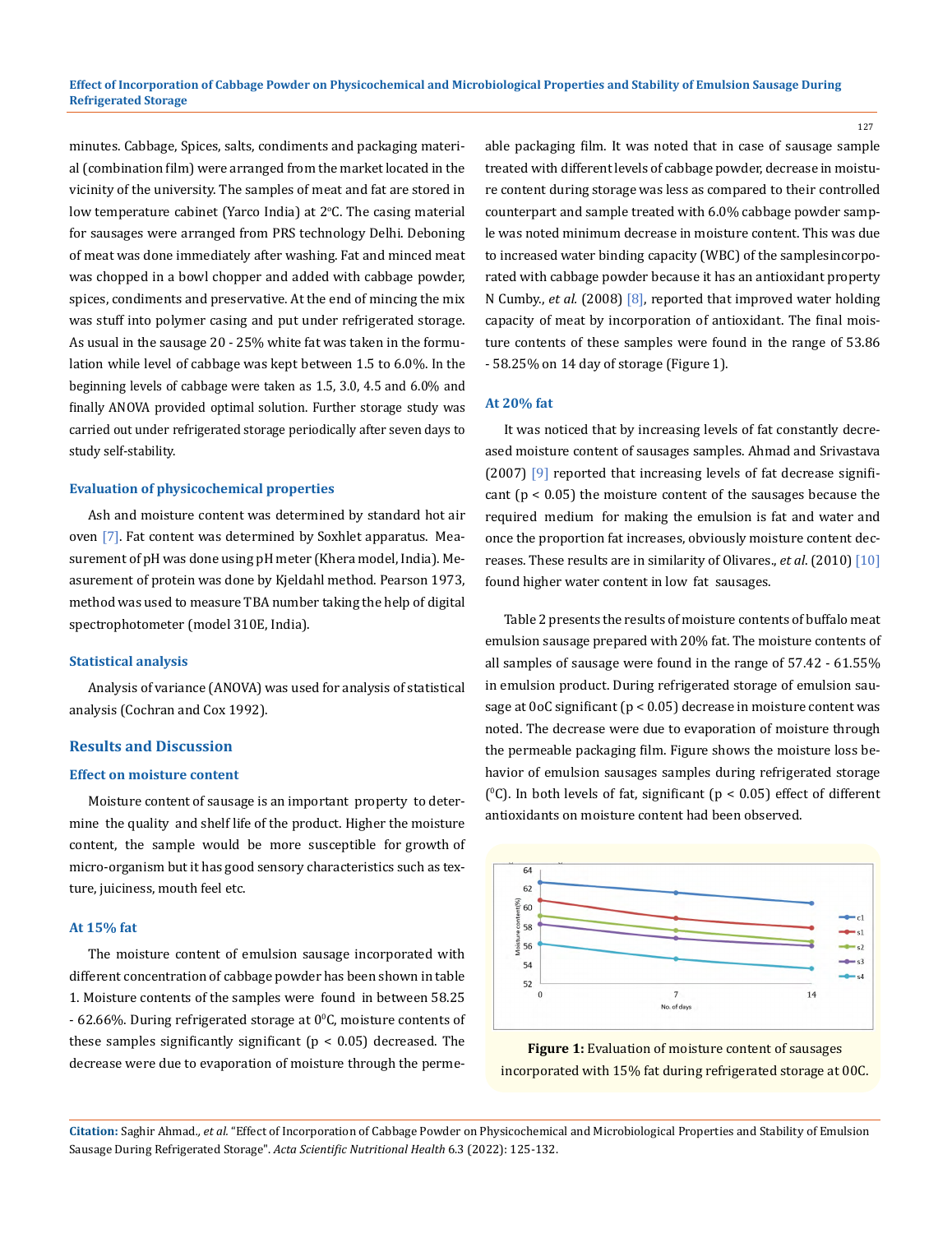minutes. Cabbage, Spices, salts, condiments and packaging material (combination film) were arranged from the market located in the vicinity of the university. The samples of meat and fat are stored in low temperature cabinet (Yarco India) at 2°C. The casing material for sausages were arranged from PRS technology Delhi. Deboning of meat was done immediately after washing. Fat and minced meat was chopped in a bowl chopper and added with cabbage powder, spices, condiments and preservative. At the end of mincing the mix was stuff into polymer casing and put under refrigerated storage. As usual in the sausage 20 - 25% white fat was taken in the formulation while level of cabbage was kept between 1.5 to 6.0%. In the beginning levels of cabbage were taken as 1.5, 3.0, 4.5 and 6.0% and finally ANOVA provided optimal solution. Further storage study was carried out under refrigerated storage periodically after seven days to study self-stability.

### Evaluation of physicochemical properties

Ash and moisture content was determined by standard hot air oven [7]. Fat content was determined by Soxhlet apparatus. Measurement of pH was done using pH meter (Khera model, India). Measurement of protein was done by Kjeldahl method. Pearson 1973, method was used to measure TBA number taking the help of digital spectrophotometer (model 310E, India).

### Statistical analysis

Analysis of variance (ANOVA) was used for analysis of statistical analysis (Cochran and Cox 1992).

## Results and Discussion

### Effect on moisture content

Moisture content of sausage is an important property to determine the quality and shelf life of the product. Higher the moisture content, the sample would be more susceptible for growth of micro-organism but it has good sensory characteristics such as texture, juiciness, mouth feel etc.

### At 15% fat

The moisture content of emulsion sausage incorporated with different concentration of cabbage powder has been shown in table 1. Moisture contents of the samples were found in between 58.25 - 62.66%. During refrigerated storage at $0^0$C, moisture contents of these samples significantly significant ($p < 0.05$) decreased. The decrease were due to evaporation of moisture through the permeable packaging film. It was noted that in case of sausage sample treated with different levels of cabbage powder, decrease in moisture content during storage was less as compared to their controlled counterpart and sample treated with 6.0% cabbage powder sample was noted minimum decrease in moisture content. This was due to increased water binding capacity (WBC) of the samplesincorporated with cabbage powder because it has an antioxidant property N Cumby., *et al.* (2008) [8], reported that improved water holding capacity of meat by incorporation of antioxidant. The final moisture contents of these samples were found in the range of 53.86 - 58.25% on 14 day of storage (Figure 1).

### At 20% fat

It was noticed that by increasing levels of fat constantly decreased moisture content of sausages samples. Ahmad and Srivastava (2007) [9] reported that increasing levels of fat decrease significant ($p < 0.05$) the moisture content of the sausages because the required medium for making the emulsion is fat and water and once the proportion fat increases, obviously moisture content decreases. These results are in similarity of Olivares., *et al.* (2010) [10] found higher water content in low fat sausages.

Table 2 presents the results of moisture contents of buffalo meat emulsion sausage prepared with 20% fat. The moisture contents of all samples of sausage were found in the range of 57.42 - 61.55% in emulsion product. During refrigerated storage of emulsion sausage at 0oC significant ($p < 0.05$) decrease in moisture content was noted. The decrease were due to evaporation of moisture through the permeable packaging film. Figure shows the moisture loss behavior of emulsion sausages samples during refrigerated storage ($^0$C). In both levels of fat, significant ($p < 0.05$) effect of different antioxidants on moisture content had been observed.

**Figure 1:** Evaluation of moisture content of sausages incorporated with 15% fat during refrigerated storage at 00C.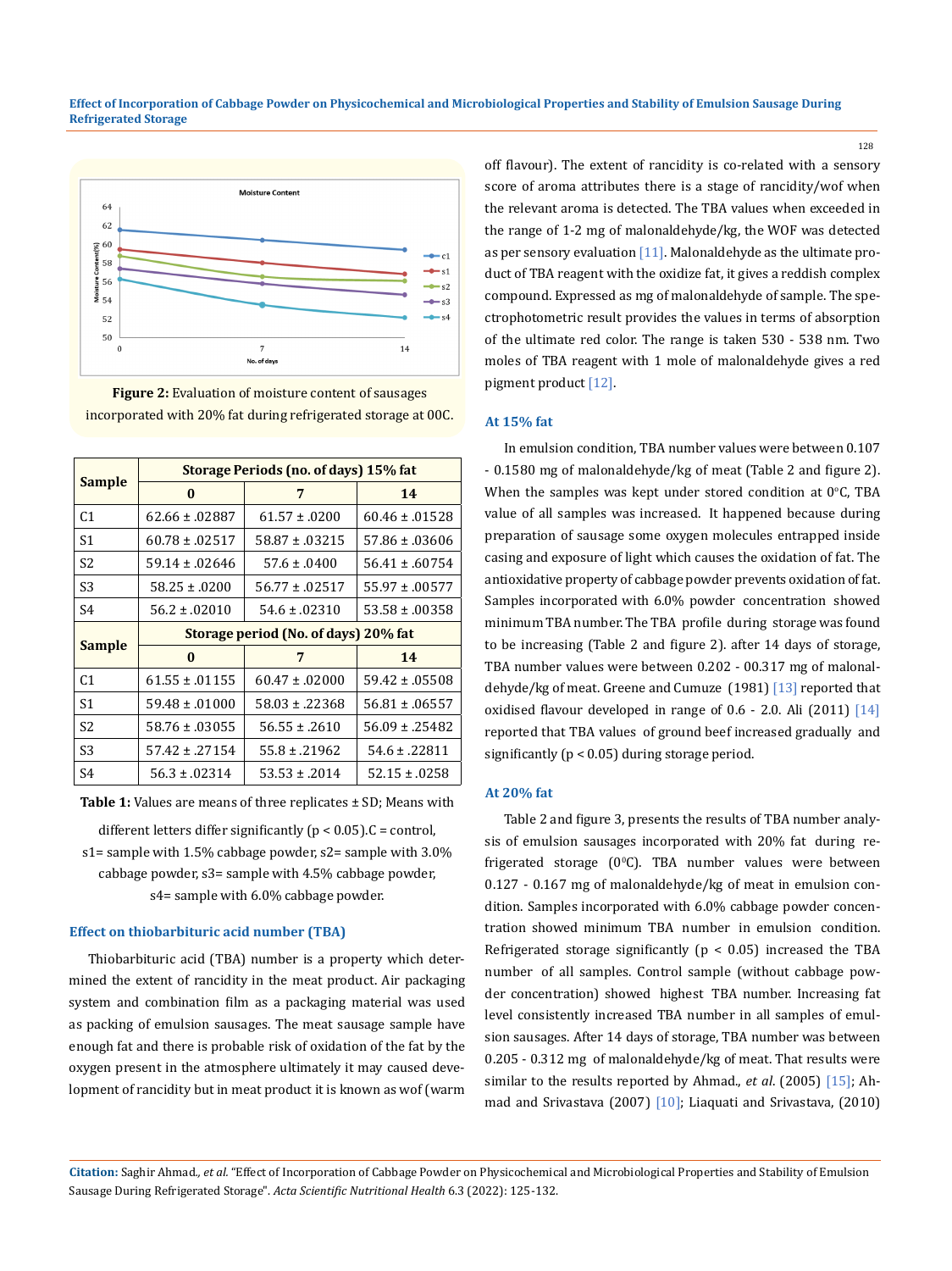Figure 2: Evaluation of moisture content of sausages incorporated with 20% fat during refrigerated storage at 00C.

| Sample | Storage Periods (no. of days) 15% fat | | |
|---|---|---|---|
| | 0 | 7 | 14 |
| C1 | 62.66 ± .02887 | 61.57 ± .0200 | 60.46 ± .01528 |
| S1 | 60.78 ± .02517 | 58.87 ± .03215 | 57.86 ± .03606 |
| S2 | 59.14 ± .02646 | 57.6 ± .0400 | 56.41 ± .60754 |
| S3 | 58.25 ± .0200 | 56.77 ± .02517 | 55.97 ± .00577 |
| S4 | 56.2 ± .02010 | 54.6 ± .02310 | 53.58 ± .00358 |
| **Sample** | **Storage period (No. of days) 20% fat** | | |
| | 0 | 7 | 14 |
| C1 | 61.55 ± .01155 | 60.47 ± .02000 | 59.42 ± .05508 |
| S1 | 59.48 ± .01000 | 58.03 ± .22368 | 56.81 ± .06557 |
| S2 | 58.76 ± .03055 | 56.55 ± .2610 | 56.09 ± .25482 |
| S3 | 57.42 ± .27154 | 55.8 ± .21962 | 54.6 ± .22811 |
| S4 | 56.3 ± .02314 | 53.53 ± .2014 | 52.15 ± .0258 |

**Table 1:** Values are means of three replicates ± SD; Means with different letters differ significantly ($p < 0.05$).C = control, s1= sample with 1.5% cabbage powder, s2= sample with 3.0% cabbage powder, s3= sample with 4.5% cabbage powder, s4= sample with 6.0% cabbage powder.

### Effect on thiobarbituric acid number (TBA)

Thiobarbituric acid (TBA) number is a property which determined the extent of rancidity in the meat product. Air packaging system and combination film as a packaging material was used as packing of emulsion sausages. The meat sausage sample have enough fat and there is probable risk of oxidation of the fat by the oxygen present in the atmosphere ultimately it may caused development of rancidity but in meat product it is known as wof (warm off flavour). The extent of rancidity is co-related with a sensory score of aroma attributes there is a stage of rancidity/wof when the relevant aroma is detected. The TBA values when exceeded in the range of 1-2 mg of malonaldehyde/kg, the WOF was detected as per sensory evaluation [11]. Malonaldehyde as the ultimate product of TBA reagent with the oxidize fat, it gives a reddish complex compound. Expressed as mg of malonaldehyde of sample. The spectrophotometric result provides the values in terms of absorption of the ultimate red color. The range is taken 530 - 538 nm. Two moles of TBA reagent with 1 mole of malonaldehyde gives a red pigment product [12].

### At 15% fat

In emulsion condition, TBA number values were between 0.107 - 0.1580 mg of malonaldehyde/kg of meat (Table 2 and figure 2). When the samples was kept under stored condition at 0°C, TBA value of all samples was increased. It happened because during preparation of sausage some oxygen molecules entrapped inside casing and exposure of light which causes the oxidation of fat. The antioxidative property of cabbage powder prevents oxidation of fat. Samples incorporated with 6.0% powder concentration showed minimum TBA number. The TBA profile during storage was found to be increasing (Table 2 and figure 2). after 14 days of storage, TBA number values were between 0.202 - 00.317 mg of malonaldehyde/kg of meat. Greene and Cumuze (1981) [13] reported that oxidised flavour developed in range of 0.6 - 2.0. Ali (2011) [14] reported that TBA values of ground beef increased gradually and significantly ($p < 0.05$) during storage period.

### At 20% fat

Table 2 and figure 3, presents the results of TBA number analysis of emulsion sausages incorporated with 20% fat during refrigerated storage (0°C). TBA number values were between 0.127 - 0.167 mg of malonaldehyde/kg of meat in emulsion condition. Samples incorporated with 6.0% cabbage powder concentration showed minimum TBA number in emulsion condition. Refrigerated storage significantly ($p < 0.05$) increased the TBA number of all samples. Control sample (without cabbage powder concentration) showed highest TBA number. Increasing fat level consistently increased TBA number in all samples of emulsion sausages. After 14 days of storage, TBA number was between 0.205 - 0.312 mg of malonaldehyde/kg of meat. That results were similar to the results reported by Ahmad., *et al*. (2005) [15]; Ahmad and Srivastava (2007) [10]; Liaquati and Srivastava, (2010)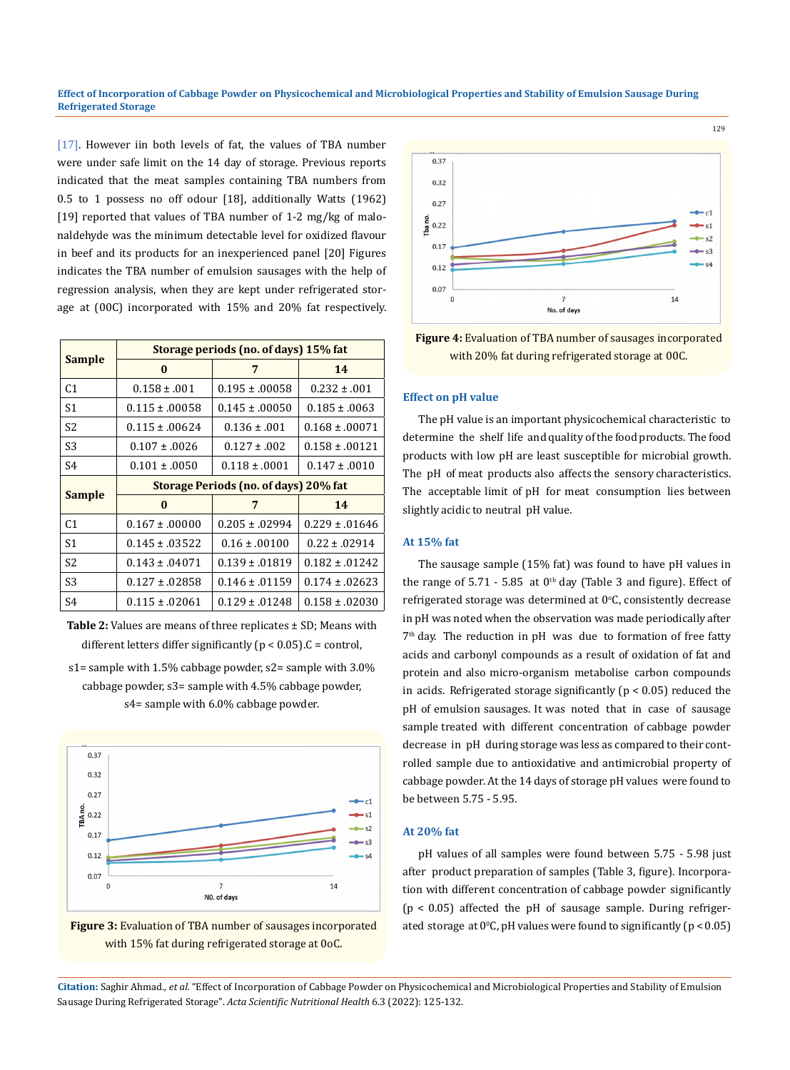[17]. However iin both levels of fat, the values of TBA number were under safe limit on the 14 day of storage. Previous reports indicated that the meat samples containing TBA numbers from 0.5 to 1 possess no off odour [18], additionally Watts (1962) [19] reported that values of TBA number of 1-2 mg/kg of malonaldehyde was the minimum detectable level for oxidized flavour in beef and its products for an inexperienced panel [20] Figures indicates the TBA number of emulsion sausages with the help of regression analysis, when they are kept under refrigerated storage at (00C) incorporated with 15% and 20% fat respectively.

| Sample | Storage periods (no. of days) 15% fat | | |
|---|---|---|---|
| | 0 | 7 | 14 |
| C1 | 0.158 ± .001 | 0.195 ± .00058 | 0.232 ± .001 |
| S1 | 0.115 ± .00058 | 0.145 ± .00050 | 0.185 ± .0063 |
| S2 | 0.115 ± .00624 | 0.136 ± .001 | 0.168 ± .00071 |
| S3 | 0.107 ± .0026 | 0.127 ± .002 | 0.158 ± .00121 |
| S4 | 0.101 ± .0050 | 0.118 ± .0001 | 0.147 ± .0010 |
| **Sample** | **Storage Periods (no. of days) 20% fat** | | |
| | **0** | **7** | **14** |
| C1 | 0.167 ± .00000 | 0.205 ± .02994 | 0.229 ± .01646 |
| S1 | 0.145 ± .03522 | 0.16 ± .00100 | 0.22 ± .02914 |
| S2 | 0.143 ± .04071 | 0.139 ± .01819 | 0.182 ± .01242 |
| S3 | 0.127 ± .02858 | 0.146 ± .01159 | 0.174 ± .02623 |
| S4 | 0.115 ± .02061 | 0.129 ± .01248 | 0.158 ± .02030 |

**Table 2:** Values are means of three replicates ± SD; Means with different letters differ significantly ($p < 0.05$).C = control, s1= sample with 1.5% cabbage powder, s2= sample with 3.0% cabbage powder, s3= sample with 4.5% cabbage powder, s4= sample with 6.0% cabbage powder.

**Figure 3:** Evaluation of TBA number of sausages incorporated with 15% fat during refrigerated storage at 0oC.

**Figure 4:** Evaluation of TBA number of sausages incorporated with 20% fat during refrigerated storage at 00C.

## Effect on pH value

The pH value is an important physicochemical characteristic to determine the shelf life and quality of the food products. The food products with low pH are least susceptible for microbial growth. The pH of meat products also affects the sensory characteristics. The acceptable limit of pH for meat consumption lies between slightly acidic to neutral pH value.

### At 15% fat

The sausage sample (15% fat) was found to have pH values in the range of 5.71 - 5.85 at 0th day (Table 3 and figure). Effect of refrigerated storage was determined at 0°C, consistently decrease in pH was noted when the observation was made periodically after 7th day. The reduction in pH was due to formation of free fatty acids and carbonyl compounds as a result of oxidation of fat and protein and also micro-organism metabolise carbon compounds in acids. Refrigerated storage significantly ($p < 0.05$) reduced the pH of emulsion sausages. It was noted that in case of sausage sample treated with different concentration of cabbage powder decrease in pH during storage was less as compared to their controlled sample due to antioxidative and antimicrobial property of cabbage powder. At the 14 days of storage pH values were found to be between 5.75 - 5.95.

### At 20% fat

pH values of all samples were found between 5.75 - 5.98 just after product preparation of samples (Table 3, figure). Incorporation with different concentration of cabbage powder significantly ($p < 0.05$) affected the pH of sausage sample. During refrigerated storage at 0°C, pH values were found to significantly ($p < 0.05$)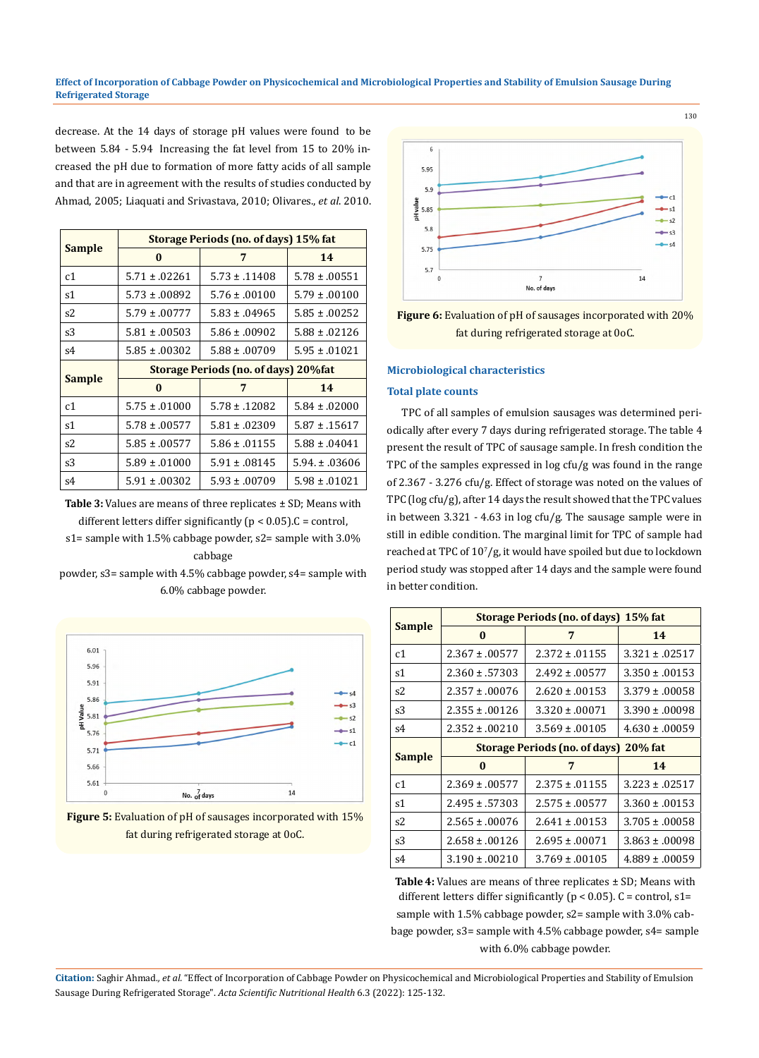decrease. At the 14 days of storage pH values were found to be between 5.84 - 5.94 Increasing the fat level from 15 to 20% increased the pH due to formation of more fatty acids of all sample and that are in agreement with the results of studies conducted by Ahmad, 2005; Liaquati and Srivastava, 2010; Olivares., *et al*. 2010.

| Sample | Storage Periods (no. of days) 15% fat | | |
|---|---|---|---|
| | 0 | 7 | 14 |
| c1 | 5.71 ± .02261 | 5.73 ± .11408 | 5.78 ± .00551 |
| s1 | 5.73 ± .00892 | 5.76 ± .00100 | 5.79 ± .00100 |
| s2 | 5.79 ± .00777 | 5.83 ± .04965 | 5.85 ± .00252 |
| s3 | 5.81 ± .00503 | 5.86 ± .00902 | 5.88 ± .02126 |
| s4 | 5.85 ± .00302 | 5.88 ± .00709 | 5.95 ± .01021 |
| **Sample** | **Storage Periods (no. of days) 20%fat** | | |
| | **0** | **7** | **14** |
| c1 | 5.75 ± .01000 | 5.78 ± .12082 | 5.84 ± .02000 |
| s1 | 5.78 ± .00577 | 5.81 ± .02309 | 5.87 ± .15617 |
| s2 | 5.85 ± .00577 | 5.86 ± .01155 | 5.88 ± .04041 |
| s3 | 5.89 ± .01000 | 5.91 ± .08145 | 5.94. ± .03606 |
| s4 | 5.91 ± .00302 | 5.93 ± .00709 | 5.98 ± .01021 |

**Table 3:** Values are means of three replicates ± SD; Means with different letters differ significantly ($p < 0.05$).C = control, s1= sample with 1.5% cabbage powder, s2= sample with 3.0% cabbage powder, s3= sample with 4.5% cabbage powder, s4= sample with 6.0% cabbage powder.

**Figure 5:** Evaluation of pH of sausages incorporated with 15% fat during refrigerated storage at 0oC.

**Figure 6:** Evaluation of pH of sausages incorporated with 20% fat during refrigerated storage at 0oC.

## Microbiological characteristics

### Total plate counts

TPC of all samples of emulsion sausages was determined periodically after every 7 days during refrigerated storage. The table 4 present the result of TPC of sausage sample. In fresh condition the TPC of the samples expressed in log cfu/g was found in the range of 2.367 - 3.276 cfu/g. Effect of storage was noted on the values of TPC (log cfu/g), after 14 days the result showed that the TPC values in between 3.321 - 4.63 in log cfu/g. The sausage sample were in still in edible condition. The marginal limit for TPC of sample had reached at TPC of $10^7$/g, it would have spoiled but due to lockdown period study was stopped after 14 days and the sample were found in better condition.

| Sample | Storage Periods (no. of days) 15% fat | | |
|---|---|---|---|
| | 0 | 7 | 14 |
| c1 | 2.367 ± .00577 | 2.372 ± .01155 | 3.321 ± .02517 |
| s1 | 2.360 ± .57303 | 2.492 ± .00577 | 3.350 ± .00153 |
| s2 | 2.357 ± .00076 | 2.620 ± .00153 | 3.379 ± .00058 |
| s3 | 2.355 ± .00126 | 3.320 ± .00071 | 3.390 ± .00098 |
| s4 | 2.352 ± .00210 | 3.569 ± .00105 | 4.630 ± .00059 |
| **Sample** | **Storage Periods (no. of days) 20% fat** | | |
| | **0** | **7** | **14** |
| c1 | 2.369 ± .00577 | 2.375 ± .01155 | 3.223 ± .02517 |
| s1 | 2.495 ± .57303 | 2.575 ± .00577 | 3.360 ± .00153 |
| s2 | 2.565 ± .00076 | 2.641 ± .00153 | 3.705 ± .00058 |
| s3 | 2.658 ± .00126 | 2.695 ± .00071 | 3.863 ± .00098 |
| s4 | 3.190 ± .00210 | 3.769 ± .00105 | 4.889 ± .00059 |

**Table 4:** Values are means of three replicates ± SD; Means with different letters differ significantly ($p < 0.05$). C = control, s1= sample with 1.5% cabbage powder, s2= sample with 3.0% cabbage powder, s3= sample with 4.5% cabbage powder, s4= sample with 6.0% cabbage powder.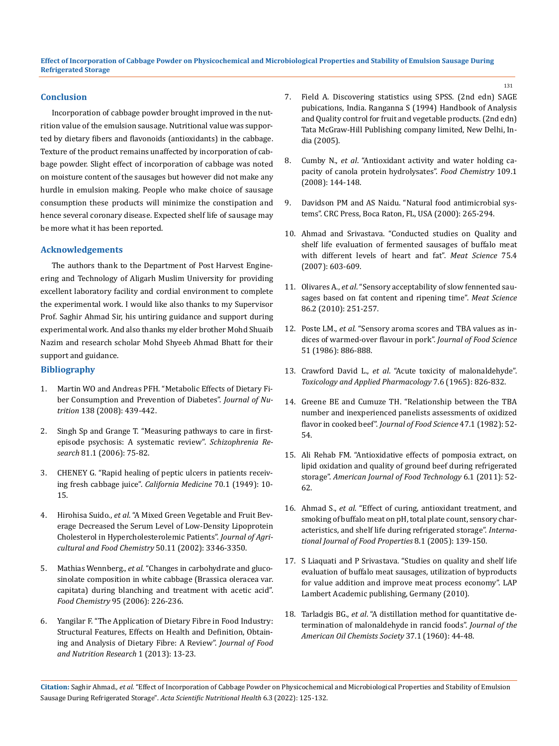## Conclusion

Incorporation of cabbage powder brought improved in the nutrition value of the emulsion sausage. Nutritional value was supported by dietary fibers and flavonoids (antioxidants) in the cabbage. Texture of the product remains unaffected by incorporation of cabbage powder. Slight effect of incorporation of cabbage was noted on moisture content of the sausages but however did not make any hurdle in emulsion making. People who make choice of sausage consumption these products will minimize the constipation and hence several coronary disease. Expected shelf life of sausage may be more what it has been reported.

## Acknowledgements

The authors thank to the Department of Post Harvest Engineering and Technology of Aligarh Muslim University for providing excellent laboratory facility and cordial environment to complete the experimental work. I would like also thanks to my Supervisor Prof. Saghir Ahmad Sir, his untiring guidance and support during experimental work. And also thanks my elder brother Mohd Shuaib Nazim and research scholar Mohd Shyeeb Ahmad Bhatt for their support and guidance.

## Bibliography

1. Martin WO and Andreas PFH. "Metabolic Effects of Dietary Fiber Consumption and Prevention of Diabetes". *Journal of Nutrition* 138 (2008): 439-442.
2. Singh Sp and Grange T. "Measuring pathways to care in first-episode psychosis: A systematic review". *Schizophrenia Research* 81.1 (2006): 75-82.
3. CHENEY G. "Rapid healing of peptic ulcers in patients receiving fresh cabbage juice". *California Medicine* 70.1 (1949): 10-15.
4. Hirohisa Suido., *et al*. "A Mixed Green Vegetable and Fruit Beverage Decreased the Serum Level of Low-Density Lipoprotein Cholesterol in Hypercholesterolemic Patients". *Journal of Agricultural and Food Chemistry* 50.11 (2002): 3346-3350.
5. Mathias Wennberg., *et al*. "Changes in carbohydrate and glucosinolate composition in white cabbage (Brassica oleracea var. capitata) during blanching and treatment with acetic acid". *Food Chemistry* 95 (2006): 226-236.
6. Yangilar F. "The Application of Dietary Fibre in Food Industry: Structural Features, Effects on Health and Definition, Obtaining and Analysis of Dietary Fibre: A Review". *Journal of Food and Nutrition Research* 1 (2013): 13-23.
7. Field A. Discovering statistics using SPSS. (2nd edn) SAGE pubications, India. Ranganna S (1994) Handbook of Analysis and Quality control for fruit and vegetable products. (2nd edn) Tata McGraw-Hill Publishing company limited, New Delhi, India (2005).
8. Cumby N., *et al*. "Antioxidant activity and water holding capacity of canola protein hydrolysates". *Food Chemistry* 109.1 (2008): 144-148.
9. Davidson PM and AS Naidu. "Natural food antimicrobial systems". CRC Press, Boca Raton, FL, USA (2000): 265-294.
10. Ahmad and Srivastava. "Conducted studies on Quality and shelf life evaluation of fermented sausages of buffalo meat with different levels of heart and fat". *Meat Science* 75.4 (2007): 603-609.
11. Olivares A., *et al*. "Sensory acceptability of slow fennented sausages based on fat content and ripening time". *Meat Science* 86.2 (2010): 251-257.
12. Poste LM., *et al*. "Sensory aroma scores and TBA values as indices of warmed-over flavour in pork". *Journal of Food Science* 51 (1986): 886-888.
13. Crawford David L., *et al*. "Acute toxicity of malonaldehyde". *Toxicology and Applied Pharmacology* 7.6 (1965): 826-832.
14. Greene BE and Cumuze TH. "Relationship between the TBA number and inexperienced panelists assessments of oxidized flavor in cooked beef". *Journal of Food Science* 47.1 (1982): 52-54.
15. Ali Rehab FM. "Antioxidative effects of pomposia extract, on lipid oxidation and quality of ground beef during refrigerated storage". *American Journal of Food Technology* 6.1 (2011): 52-62.
16. Ahmad S., *et al*. "Effect of curing, antioxidant treatment, and smoking of buffalo meat on pH, total plate count, sensory characteristics, and shelf life during refrigerated storage". *International Journal of Food Properties* 8.1 (2005): 139-150.
17. S Liaquati and P Srivastava. "Studies on quality and shelf life evaluation of buffalo meat sausages, utilization of byproducts for value addition and improve meat process economy". LAP Lambert Academic publishing, Germany (2010).
18. Tarladgis BG., *et al*. "A distillation method for quantitative determination of malonaldehyde in rancid foods". *Journal of the American Oil Chemists Society* 37.1 (1960): 44-48.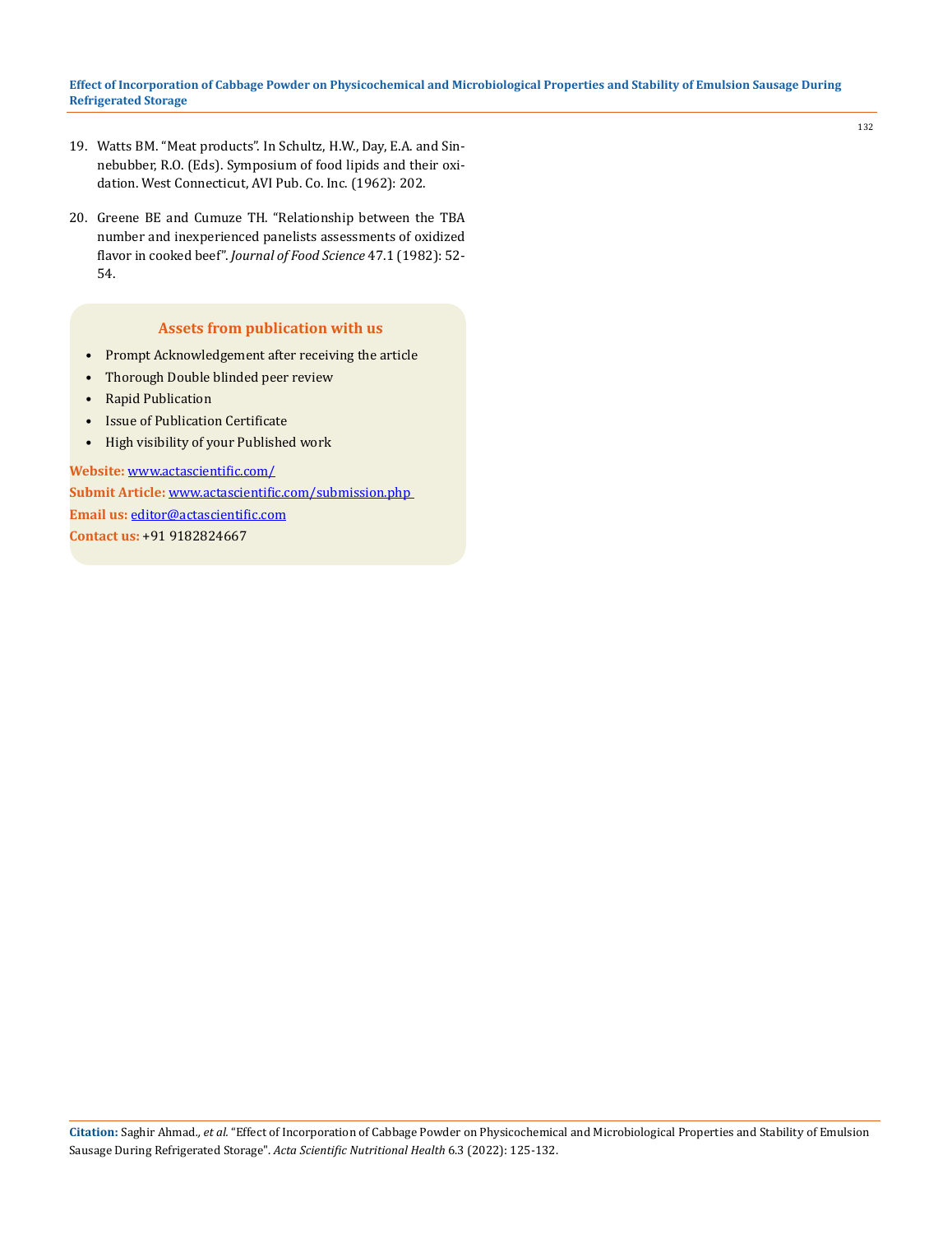19. Watts BM. "Meat products". In Schultz, H.W., Day, E.A. and Sinnebubber, R.O. (Eds). Symposium of food lipids and their oxidation. West Connecticut, AVI Pub. Co. Inc. (1962): 202.

20. Greene BE and Cumuze TH. "Relationship between the TBA number and inexperienced panelists assessments of oxidized flavor in cooked beef". *Journal of Food Science* 47.1 (1982): 52-54.

### Assets from publication with us

- Prompt Acknowledgement after receiving the article
- Thorough Double blinded peer review
- Rapid Publication
- Issue of Publication Certificate
- High visibility of your Published work

**Website:** www.actascientific.com/

**Submit Article:** www.actascientific.com/submission.php

**Email us:** editor@actascientific.com

**Contact us:** +91 9182824667